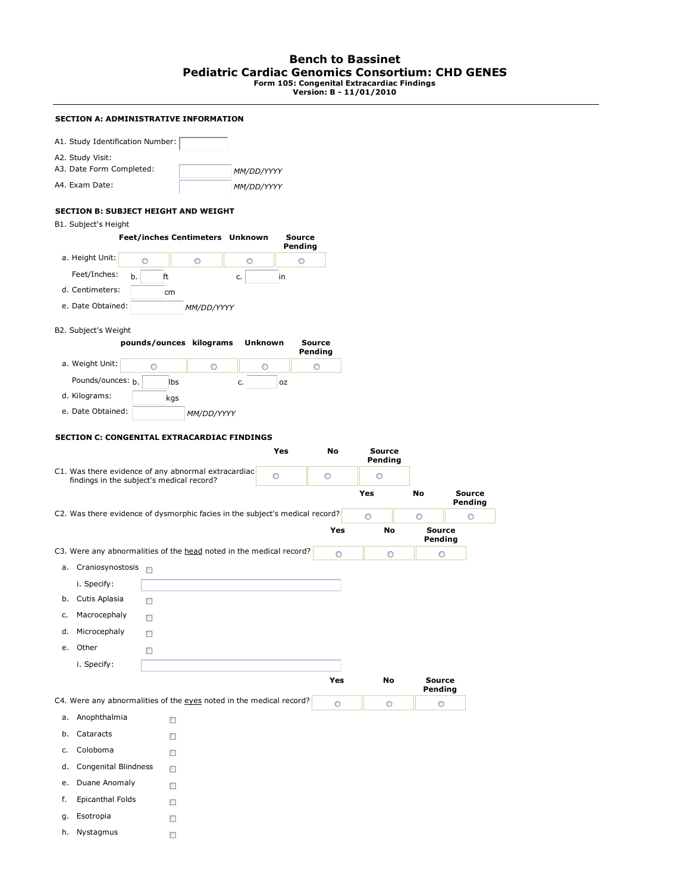# Bench to Bassinet
# Pediatric Cardiac Genomics Consortium: CHD GENES

**Form 105: Congenital Extracardiac Findings**
**Version: B - 11/01/2010**

---

**SECTION A: ADMINISTRATIVE INFORMATION**

A1. Study Identification Number: 

A2. Study Visit:

A3. Date Form Completed: ______ *MM/DD/YYYY*

A4. Exam Date: ______ *MM/DD/YYYY*

**SECTION B: SUBJECT HEIGHT AND WEIGHT**

B1. Subject's Height

| | Feet/inches | Centimeters | Unknown | Source Pending |
|---|---|---|---|---|
| a. Height Unit: | ○ | ○ | ○ | ○ |

Feet/Inches: b. ____ ft  c. ____ in

d. Centimeters: ____ cm

e. Date Obtained: ______ *MM/DD/YYYY*

B2. Subject's Weight

| | pounds/ounces | kilograms | Unknown | Source Pending |
|---|---|---|---|---|
| a. Weight Unit: | ○ | ○ | ○ | ○ |

Pounds/ounces: b. ____ lbs  c. ____ oz

d. Kilograms: ____ kgs

e. Date Obtained: ______ *MM/DD/YYYY*

**SECTION C: CONGENITAL EXTRACARDIAC FINDINGS**

| | Yes | No | Source Pending |
|---|---|---|---|
| C1. Was there evidence of any abnormal extracardiac findings in the subject's medical record? | ○ | ○ | ○ |
| C2. Was there evidence of dysmorphic facies in the subject's medical record? | ○ | ○ | ○ |
| C3. Were any abnormalities of the head noted in the medical record? | ○ | ○ | ○ |

a. Craniosynostosis ☐

i. Specify: ______

b. Cutis Aplasia ☐

c. Macrocephaly ☐

d. Microcephaly ☐

e. Other ☐

i. Specify: ______

| | Yes | No | Source Pending |
|---|---|---|---|
| C4. Were any abnormalities of the eyes noted in the medical record? | ○ | ○ | ○ |

a. Anophthalmia ☐

b. Cataracts ☐

c. Coloboma ☐

d. Congenital Blindness ☐

e. Duane Anomaly ☐

f. Epicanthal Folds ☐

g. Esotropia ☐

h. Nystagmus ☐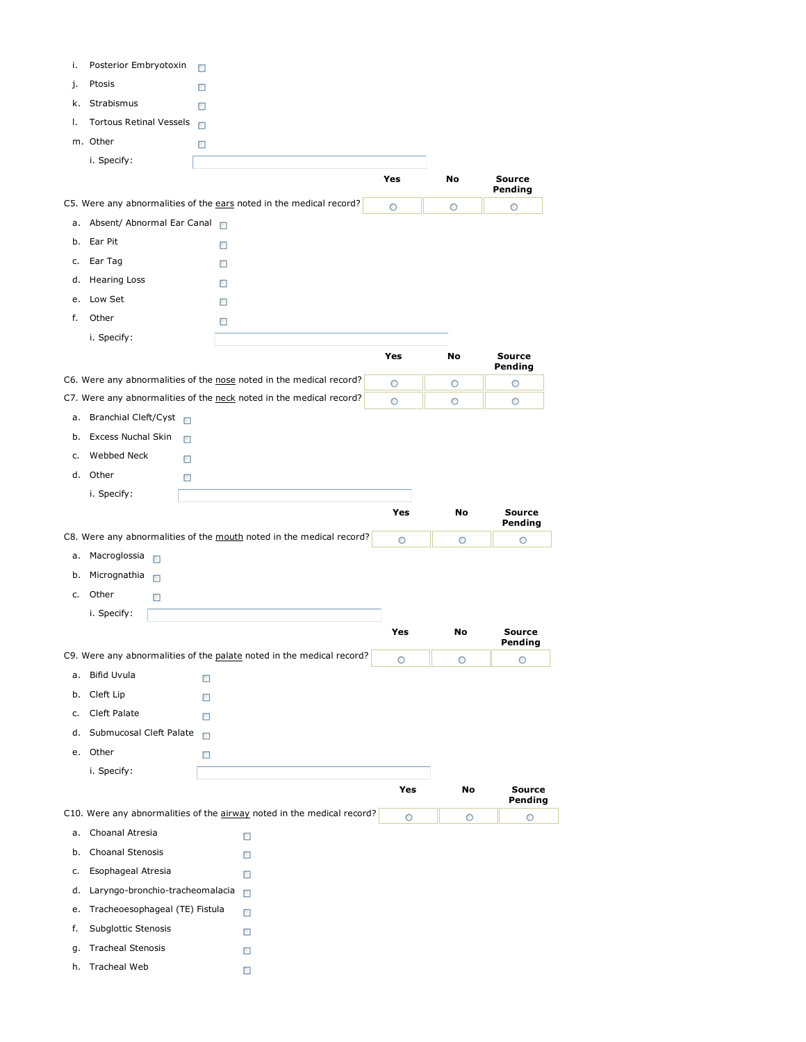i. Posterior Embryotoxin ☐

j. Ptosis ☐

k. Strabismus ☐

l. Tortous Retinal Vessels ☐

m. Other ☐

i. Specify: \_\_\_\_\_\_\_\_\_\_

| | Yes | No | Source Pending |
|---|---|---|---|
| C5. Were any abnormalities of the ears noted in the medical record? | ○ | ○ | ○ |

a. Absent/ Abnormal Ear Canal ☐

b. Ear Pit ☐

c. Ear Tag ☐

d. Hearing Loss ☐

e. Low Set ☐

f. Other ☐

i. Specify: \_\_\_\_\_\_\_\_\_\_

| | Yes | No | Source Pending |
|---|---|---|---|
| C6. Were any abnormalities of the nose noted in the medical record? | ○ | ○ | ○ |
| C7. Were any abnormalities of the neck noted in the medical record? | ○ | ○ | ○ |

a. Branchial Cleft/Cyst ☐

b. Excess Nuchal Skin ☐

c. Webbed Neck ☐

d. Other ☐

i. Specify: \_\_\_\_\_\_\_\_\_\_

| | Yes | No | Source Pending |
|---|---|---|---|
| C8. Were any abnormalities of the mouth noted in the medical record? | ○ | ○ | ○ |

a. Macroglossia ☐

b. Micrognathia ☐

c. Other ☐

i. Specify: \_\_\_\_\_\_\_\_\_\_

| | Yes | No | Source Pending |
|---|---|---|---|
| C9. Were any abnormalities of the palate noted in the medical record? | ○ | ○ | ○ |

a. Bifid Uvula ☐

b. Cleft Lip ☐

c. Cleft Palate ☐

d. Submucosal Cleft Palate ☐

e. Other ☐

i. Specify: \_\_\_\_\_\_\_\_\_\_

| | Yes | No | Source Pending |
|---|---|---|---|
| C10. Were any abnormalities of the airway noted in the medical record? | ○ | ○ | ○ |

a. Choanal Atresia ☐

b. Choanal Stenosis ☐

c. Esophageal Atresia ☐

d. Laryngo-bronchio-tracheomalacia ☐

e. Tracheoesophageal (TE) Fistula ☐

f. Subglottic Stenosis ☐

g. Tracheal Stenosis ☐

h. Tracheal Web ☐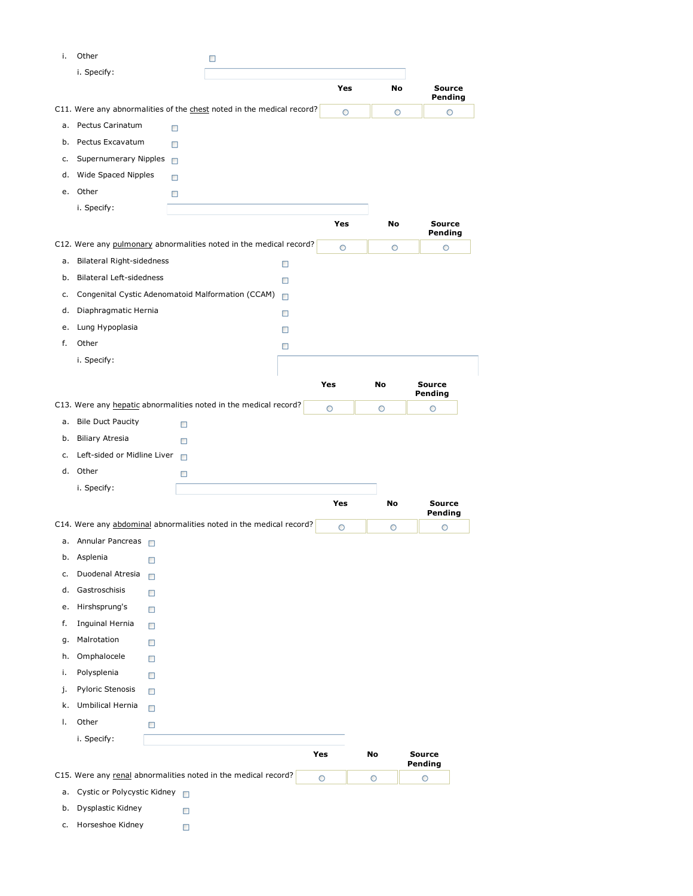i. Other ☐

i. Specify: \_\_\_\_\_\_\_\_\_\_

| | Yes | No | Source Pending |
|---|---|---|---|
| C11. Were any abnormalities of the <u>chest</u> noted in the medical record? | ○ | ○ | ○ |

a. Pectus Carinatum ☐

b. Pectus Excavatum ☐

c. Supernumerary Nipples ☐

d. Wide Spaced Nipples ☐

e. Other ☐

i. Specify: \_\_\_\_\_\_\_\_\_\_

| | Yes | No | Source Pending |
|---|---|---|---|
| C12. Were any <u>pulmonary</u> abnormalities noted in the medical record? | ○ | ○ | ○ |

a. Bilateral Right-sidedness ☐

b. Bilateral Left-sidedness ☐

c. Congenital Cystic Adenomatoid Malformation (CCAM) ☐

d. Diaphragmatic Hernia ☐

e. Lung Hypoplasia ☐

f. Other ☐

i. Specify: \_\_\_\_\_\_\_\_\_\_

| | Yes | No | Source Pending |
|---|---|---|---|
| C13. Were any <u>hepatic</u> abnormalities noted in the medical record? | ○ | ○ | ○ |

a. Bile Duct Paucity ☐

b. Biliary Atresia ☐

c. Left-sided or Midline Liver ☐

d. Other ☐

i. Specify: \_\_\_\_\_\_\_\_\_\_

| | Yes | No | Source Pending |
|---|---|---|---|
| C14. Were any <u>abdominal</u> abnormalities noted in the medical record? | ○ | ○ | ○ |

a. Annular Pancreas ☐

b. Asplenia ☐

c. Duodenal Atresia ☐

d. Gastroschisis ☐

e. Hirshsprung's ☐

f. Inguinal Hernia ☐

g. Malrotation ☐

h. Omphalocele ☐

i. Polysplenia ☐

j. Pyloric Stenosis ☐

k. Umbilical Hernia ☐

l. Other ☐

i. Specify: \_\_\_\_\_\_\_\_\_\_

| | Yes | No | Source Pending |
|---|---|---|---|
| C15. Were any <u>renal</u> abnormalities noted in the medical record? | ○ | ○ | ○ |

a. Cystic or Polycystic Kidney ☐

b. Dysplastic Kidney ☐

c. Horseshoe Kidney ☐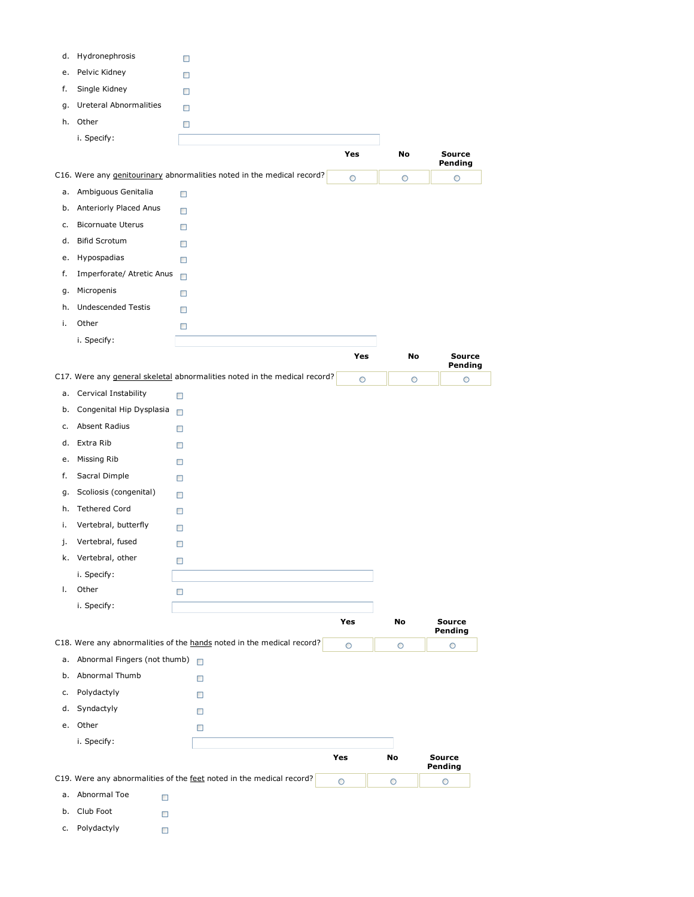d. Hydronephrosis ☐

e. Pelvic Kidney ☐

f. Single Kidney ☐

g. Ureteral Abnormalities ☐

h. Other ☐

i. Specify: ____________________

| | Yes | No | Source Pending |
|---|---|---|---|
| C16. Were any genitourinary abnormalities noted in the medical record? | ○ | ○ | ○ |

a. Ambiguous Genitalia ☐

b. Anteriorly Placed Anus ☐

c. Bicornuate Uterus ☐

d. Bifid Scrotum ☐

e. Hypospadias ☐

f. Imperforate/ Atretic Anus ☐

g. Micropenis ☐

h. Undescended Testis ☐

i. Other ☐

i. Specify: ____________________

| | Yes | No | Source Pending |
|---|---|---|---|
| C17. Were any general skeletal abnormalities noted in the medical record? | ○ | ○ | ○ |

a. Cervical Instability ☐

b. Congenital Hip Dysplasia ☐

c. Absent Radius ☐

d. Extra Rib ☐

e. Missing Rib ☐

f. Sacral Dimple ☐

g. Scoliosis (congenital) ☐

h. Tethered Cord ☐

i. Vertebral, butterfly ☐

j. Vertebral, fused ☐

k. Vertebral, other ☐

i. Specify: ____________________

l. Other ☐

i. Specify: ____________________

| | Yes | No | Source Pending |
|---|---|---|---|
| C18. Were any abnormalities of the hands noted in the medical record? | ○ | ○ | ○ |

a. Abnormal Fingers (not thumb) ☐

b. Abnormal Thumb ☐

c. Polydactyly ☐

d. Syndactyly ☐

e. Other ☐

i. Specify: ____________________

| | Yes | No | Source Pending |
|---|---|---|---|
| C19. Were any abnormalities of the feet noted in the medical record? | ○ | ○ | ○ |

a. Abnormal Toe ☐

b. Club Foot ☐

c. Polydactyly ☐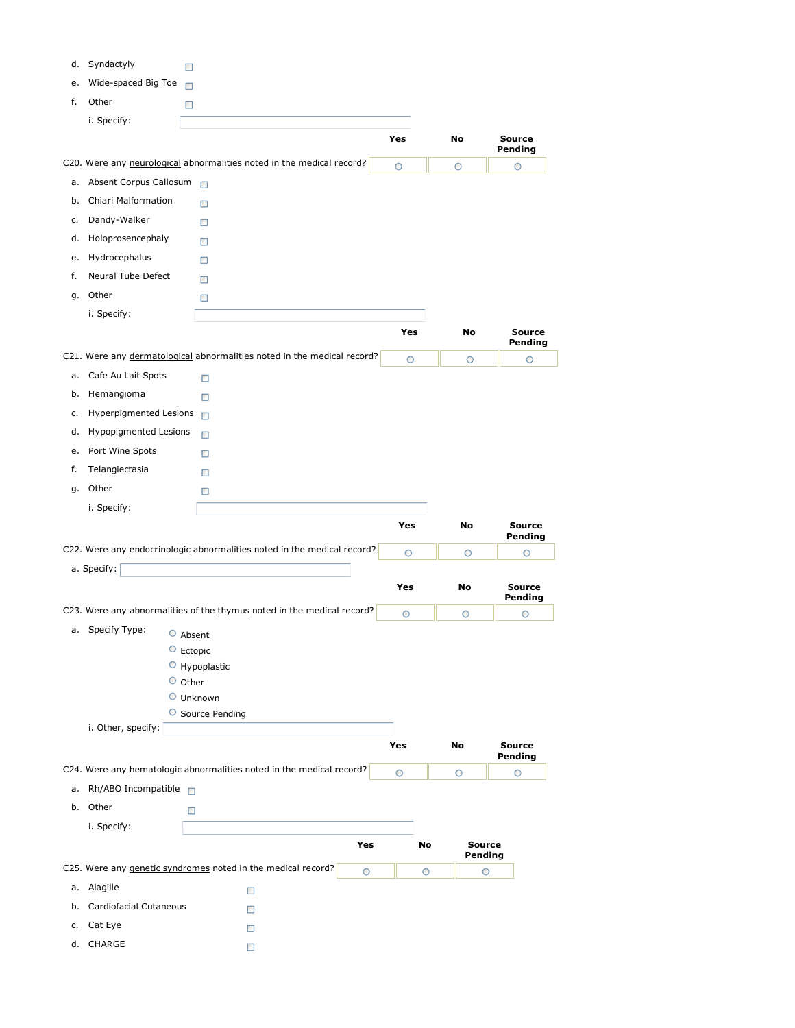d. Syndactyly ☐

e. Wide-spaced Big Toe ☐

f. Other ☐

i. Specify: \_\_\_\_\_\_\_\_\_\_\_\_\_\_\_\_\_\_\_\_

| | Yes | No | Source Pending |
|---|---|---|---|
| C20. Were any neurological abnormalities noted in the medical record? | ○ | ○ | ○ |

a. Absent Corpus Callosum ☐

b. Chiari Malformation ☐

c. Dandy-Walker ☐

d. Holoprosencephaly ☐

e. Hydrocephalus ☐

f. Neural Tube Defect ☐

g. Other ☐

i. Specify: \_\_\_\_\_\_\_\_\_\_\_\_\_\_\_\_\_\_\_\_

| | Yes | No | Source Pending |
|---|---|---|---|
| C21. Were any dermatological abnormalities noted in the medical record? | ○ | ○ | ○ |

a. Cafe Au Lait Spots ☐

b. Hemangioma ☐

c. Hyperpigmented Lesions ☐

d. Hypopigmented Lesions ☐

e. Port Wine Spots ☐

f. Telangiectasia ☐

g. Other ☐

i. Specify: \_\_\_\_\_\_\_\_\_\_\_\_\_\_\_\_\_\_\_\_

| | Yes | No | Source Pending |
|---|---|---|---|
| C22. Were any endocrinologic abnormalities noted in the medical record? | ○ | ○ | ○ |

a. Specify: \_\_\_\_\_\_\_\_\_\_\_\_\_\_\_\_\_\_\_\_

| | Yes | No | Source Pending |
|---|---|---|---|
| C23. Were any abnormalities of the thymus noted in the medical record? | ○ | ○ | ○ |

a. Specify Type:
- ○ Absent
- ○ Ectopic
- ○ Hypoplastic
- ○ Other
- ○ Unknown
- ○ Source Pending

i. Other, specify: \_\_\_\_\_\_\_\_\_\_\_\_\_\_\_\_\_\_\_\_

| | Yes | No | Source Pending |
|---|---|---|---|
| C24. Were any hematologic abnormalities noted in the medical record? | ○ | ○ | ○ |

a. Rh/ABO Incompatible ☐

b. Other ☐

i. Specify: \_\_\_\_\_\_\_\_\_\_\_\_\_\_\_\_\_\_\_\_

| | Yes | No | Source Pending |
|---|---|---|---|
| C25. Were any genetic syndromes noted in the medical record? | ○ | ○ | ○ |

a. Alagille ☐

b. Cardiofacial Cutaneous ☐

c. Cat Eye ☐

d. CHARGE ☐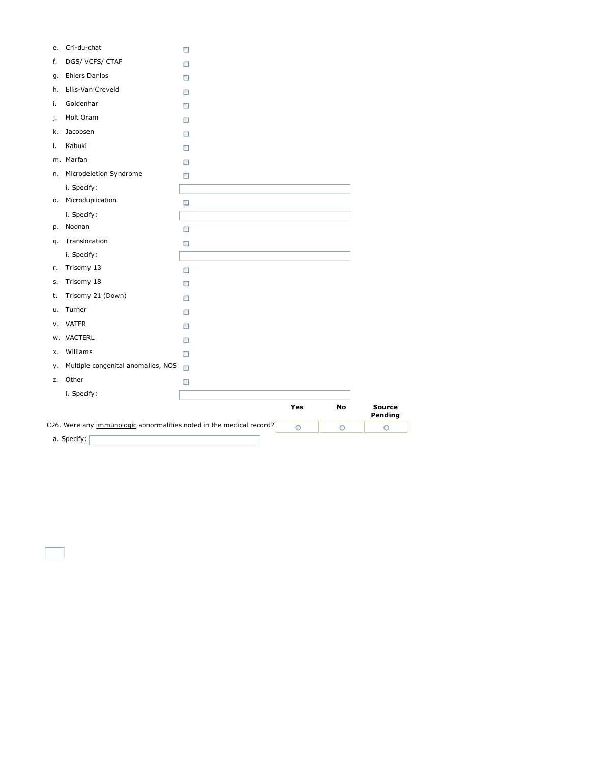e. Cri-du-chat ☐

f. DGS/ VCFS/ CTAF ☐

g. Ehlers Danlos ☐

h. Ellis-Van Creveld ☐

i. Goldenhar ☐

j. Holt Oram ☐

k. Jacobsen ☐

l. Kabuki ☐

m. Marfan ☐

n. Microdeletion Syndrome ☐

i. Specify: ____________________

o. Microduplication ☐

i. Specify: ____________________

p. Noonan ☐

q. Translocation ☐

i. Specify: ____________________

r. Trisomy 13 ☐

s. Trisomy 18 ☐

t. Trisomy 21 (Down) ☐

u. Turner ☐

v. VATER ☐

w. VACTERL ☐

x. Williams ☐

y. Multiple congenital anomalies, NOS ☐

z. Other ☐

i. Specify: ____________________

| | Yes | No | Source Pending |
|---|---|---|---|
| C26. Were any immunologic abnormalities noted in the medical record? | ○ | ○ | ○ |

a. Specify: ____________________